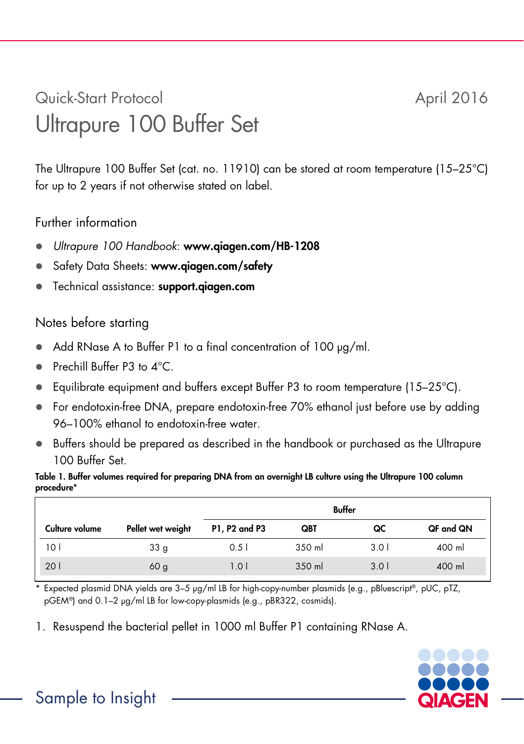Quick-Start Protocol

April 2016

# Ultrapure 100 Buffer Set

The Ultrapure 100 Buffer Set (cat. no. 11910) can be stored at room temperature (15–25°C) for up to 2 years if not otherwise stated on label.

## Further information

- *Ultrapure 100 Handbook*: **www.qiagen.com/HB-1208**
- Safety Data Sheets: **www.qiagen.com/safety**
- Technical assistance: **support.qiagen.com**

## Notes before starting

- Add RNase A to Buffer P1 to a final concentration of 100 µg/ml.
- Prechill Buffer P3 to 4°C.
- Equilibrate equipment and buffers except Buffer P3 to room temperature (15–25°C).
- For endotoxin-free DNA, prepare endotoxin-free 70% ethanol just before use by adding 96–100% ethanol to endotoxin-free water.
- Buffers should be prepared as described in the handbook or purchased as the Ultrapure 100 Buffer Set.

**Table 1. Buffer volumes required for preparing DNA from an overnight LB culture using the Ultrapure 100 column procedure***

| | | Buffer | | | |
|---|---|---|---|---|---|
| **Culture volume** | **Pellet wet weight** | **P1, P2 and P3** | **QBT** | **QC** | **QF and QN** |
| 10 l | 33 g | 0.5 l | 350 ml | 3.0 l | 400 ml |
| 20 l | 60 g | 1.0 l | 350 ml | 3.0 l | 400 ml |

\* Expected plasmid DNA yields are 3–5 µg/ml LB for high-copy-number plasmids (e.g., pBluescript®, pUC, pTZ, pGEM®) and 0.1–2 µg/ml LB for low-copy-plasmids (e.g., pBR322, cosmids).

1. Resuspend the bacterial pellet in 1000 ml Buffer P1 containing RNase A.

Sample to Insight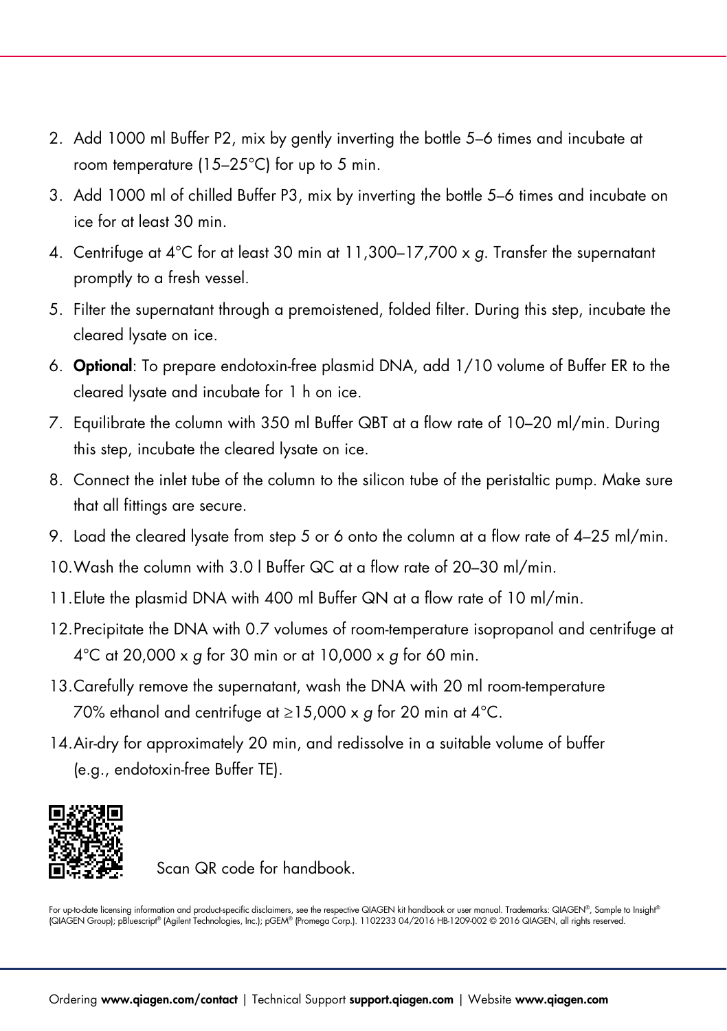2. Add 1000 ml Buffer P2, mix by gently inverting the bottle 5–6 times and incubate at room temperature (15–25°C) for up to 5 min.
3. Add 1000 ml of chilled Buffer P3, mix by inverting the bottle 5–6 times and incubate on ice for at least 30 min.
4. Centrifuge at 4°C for at least 30 min at 11,300–17,700 x *g*. Transfer the supernatant promptly to a fresh vessel.
5. Filter the supernatant through a premoistened, folded filter. During this step, incubate the cleared lysate on ice.
6. **Optional**: To prepare endotoxin-free plasmid DNA, add 1/10 volume of Buffer ER to the cleared lysate and incubate for 1 h on ice.
7. Equilibrate the column with 350 ml Buffer QBT at a flow rate of 10–20 ml/min. During this step, incubate the cleared lysate on ice.
8. Connect the inlet tube of the column to the silicon tube of the peristaltic pump. Make sure that all fittings are secure.
9. Load the cleared lysate from step 5 or 6 onto the column at a flow rate of 4–25 ml/min.
10. Wash the column with 3.0 l Buffer QC at a flow rate of 20–30 ml/min.
11. Elute the plasmid DNA with 400 ml Buffer QN at a flow rate of 10 ml/min.
12. Precipitate the DNA with 0.7 volumes of room-temperature isopropanol and centrifuge at 4°C at 20,000 x *g* for 30 min or at 10,000 x *g* for 60 min.
13. Carefully remove the supernatant, wash the DNA with 20 ml room-temperature 70% ethanol and centrifuge at ≥15,000 x *g* for 20 min at 4°C.
14. Air-dry for approximately 20 min, and redissolve in a suitable volume of buffer (e.g., endotoxin-free Buffer TE).

Scan QR code for handbook.

For up-to-date licensing information and product-specific disclaimers, see the respective QIAGEN kit handbook or user manual. Trademarks: QIAGEN®, Sample to Insight® (QIAGEN Group); pBluescript® (Agilent Technologies, Inc.); pGEM® (Promega Corp.). 1102233 04/2016 HB-1209-002 © 2016 QIAGEN, all rights reserved.

Ordering **www.qiagen.com/contact** | Technical Support **support.qiagen.com** | Website **www.qiagen.com**